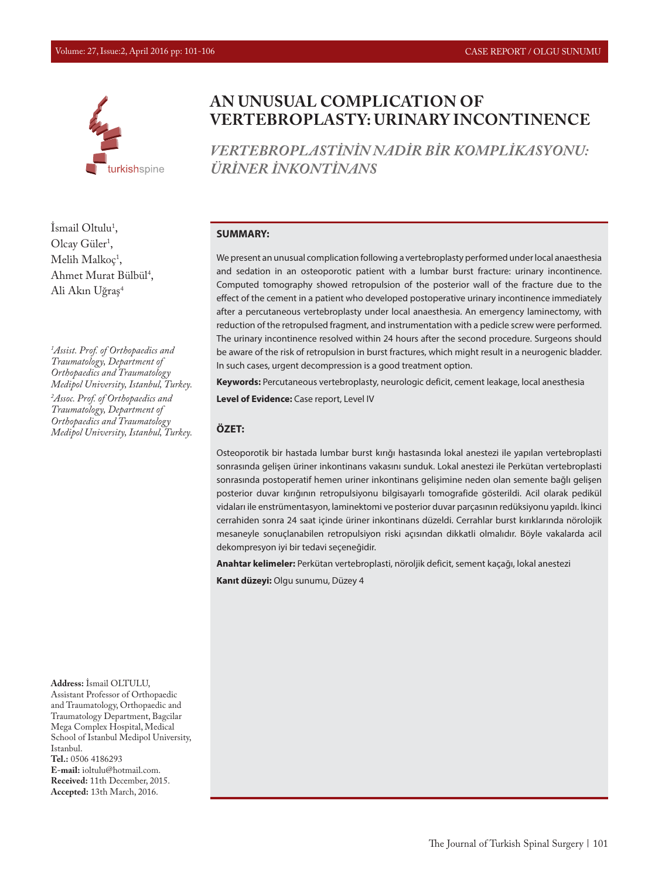# AN UNUSUAL COMPLICATION OF VERTEBROPLASTY: URINARY INCONTINENCE

## *VERTEBROPLASTİNİN NADİR BİR KOMPLİKASYONU: ÜRİNER İNKONTİNANS*

İsmail Oltulu[1], Olcay Güler[1], Melih Malkoç[1], Ahmet Murat Bülbül[4], Ali Akın Uğraş[4]

*[1]Assist. Prof. of Orthopaedics and Traumatology, Department of Orthopaedics and Traumatology Medipol University, Istanbul, Turkey.*

*[2]Assoc. Prof. of Orthopaedics and Traumatology, Department of Orthopaedics and Traumatology Medipol University, Istanbul, Turkey.*

### SUMMARY:

We present an unusual complication following a vertebroplasty performed under local anaesthesia and sedation in an osteoporotic patient with a lumbar burst fracture: urinary incontinence. Computed tomography showed retropulsion of the posterior wall of the fracture due to the effect of the cement in a patient who developed postoperative urinary incontinence immediately after a percutaneous vertebroplasty under local anaesthesia. An emergency laminectomy, with reduction of the retropulsed fragment, and instrumentation with a pedicle screw were performed. The urinary incontinence resolved within 24 hours after the second procedure. Surgeons should be aware of the risk of retropulsion in burst fractures, which might result in a neurogenic bladder. In such cases, urgent decompression is a good treatment option.

**Keywords:** Percutaneous vertebroplasty, neurologic deficit, cement leakage, local anesthesia

**Level of Evidence:** Case report, Level IV

### ÖZET:

Osteoporotik bir hastada lumbar burst kırığı hastasında lokal anestezi ile yapılan vertebroplasti sonrasında gelişen üriner inkontinans vakasını sunduk. Lokal anestezi ile Perkütan vertebroplasti sonrasında postoperatif hemen uriner inkontinans gelişimine neden olan semente bağlı gelişen posterior duvar kırığının retropulsiyonu bilgisayarlı tomografide gösterildi. Acil olarak pedikül vidaları ile enstrümentasyon, laminektomi ve posterior duvar parçasının redüksiyonu yapıldı. İkinci cerrahiden sonra 24 saat içinde üriner inkontinans düzeldi. Cerrahlar burst kırıklarında nörolojik mesaneyle sonuçlanabilen retropulsiyon riski açısından dikkatli olmalıdır. Böyle vakalarda acil dekompresyon iyi bir tedavi seçeneğidir.

**Anahtar kelimeler:** Perkütan vertebroplasti, nöroljik deficit, sement kaçağı, lokal anestezi

**Kanıt düzeyi:** Olgu sunumu, Düzey 4

**Address:** İsmail OLTULU, Assistant Professor of Orthopaedic and Traumatology, Orthopaedic and Traumatology Department, Bagcilar Mega Complex Hospital, Medical School of Istanbul Medipol University, Istanbul.
**Tel.:** 0506 4186293
**E-mail:** ioltulu@hotmail.com.
**Received:** 11th December, 2015.
**Accepted:** 13th March, 2016.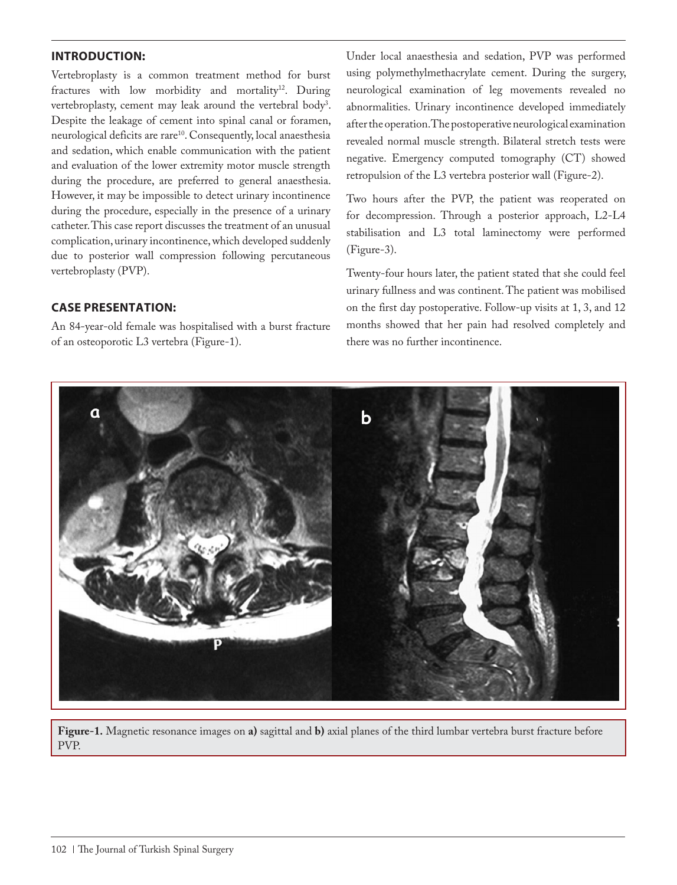## INTRODUCTION:

Vertebroplasty is a common treatment method for burst fractures with low morbidity and mortality[12]. During vertebroplasty, cement may leak around the vertebral body[3]. Despite the leakage of cement into spinal canal or foramen, neurological deficits are rare[10]. Consequently, local anaesthesia and sedation, which enable communication with the patient and evaluation of the lower extremity motor muscle strength during the procedure, are preferred to general anaesthesia. However, it may be impossible to detect urinary incontinence during the procedure, especially in the presence of a urinary catheter. This case report discusses the treatment of an unusual complication, urinary incontinence, which developed suddenly due to posterior wall compression following percutaneous vertebroplasty (PVP).

## CASE PRESENTATION:

An 84-year-old female was hospitalised with a burst fracture of an osteoporotic L3 vertebra (Figure-1).

Under local anaesthesia and sedation, PVP was performed using polymethylmethacrylate cement. During the surgery, neurological examination of leg movements revealed no abnormalities. Urinary incontinence developed immediately after the operation. The postoperative neurological examination revealed normal muscle strength. Bilateral stretch tests were negative. Emergency computed tomography (CT) showed retropulsion of the L3 vertebra posterior wall (Figure-2).

Two hours after the PVP, the patient was reoperated on for decompression. Through a posterior approach, L2-L4 stabilisation and L3 total laminectomy were performed (Figure-3).

Twenty-four hours later, the patient stated that she could feel urinary fullness and was continent. The patient was mobilised on the first day postoperative. Follow-up visits at 1, 3, and 12 months showed that her pain had resolved completely and there was no further incontinence.

**Figure-1.** Magnetic resonance images on **a)** sagittal and **b)** axial planes of the third lumbar vertebra burst fracture before PVP.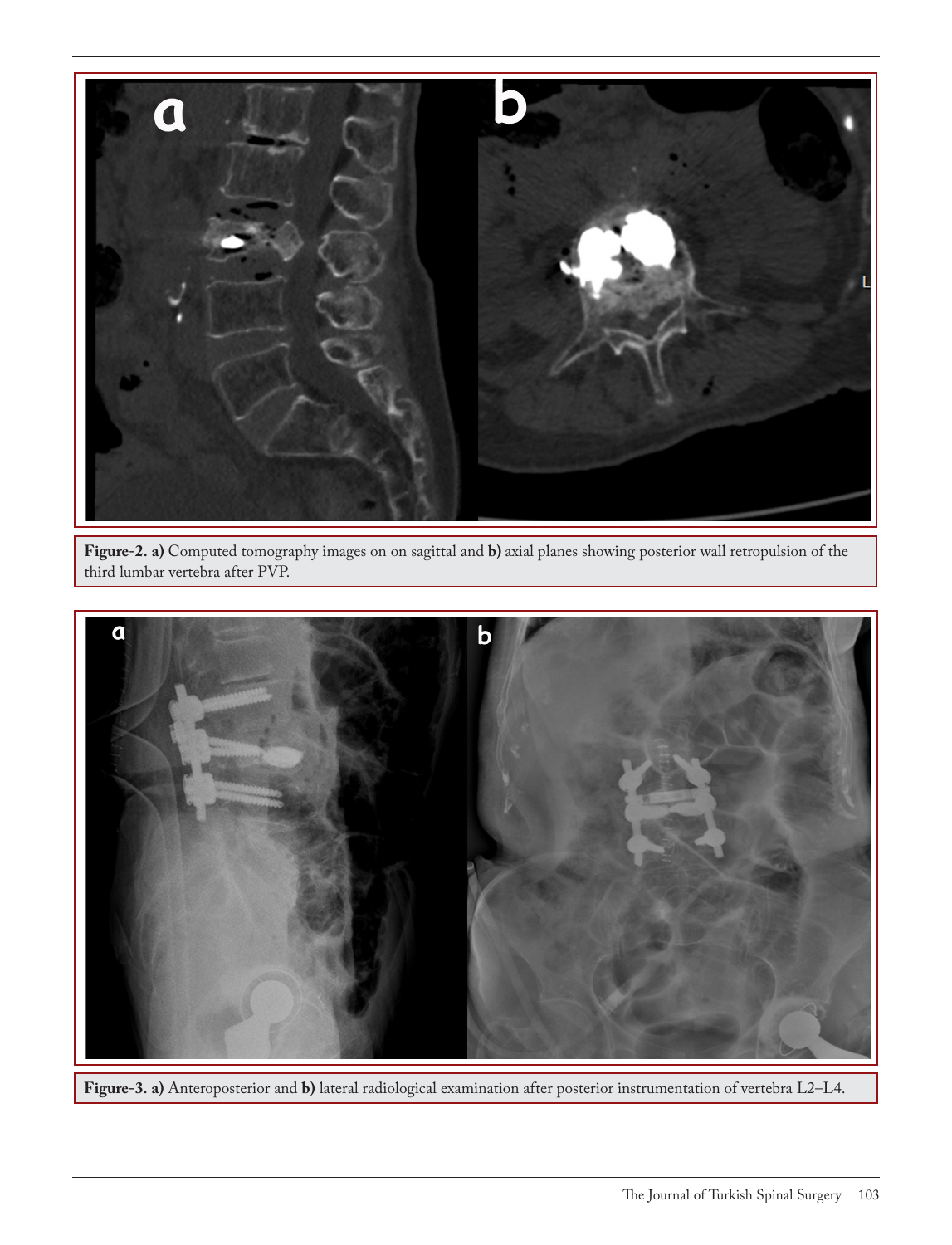**Figure-2. a)** Computed tomography images on on sagittal and **b)** axial planes showing posterior wall retropulsion of the third lumbar vertebra after PVP.

**Figure-3. a)** Anteroposterior and **b)** lateral radiological examination after posterior instrumentation of vertebra L2–L4.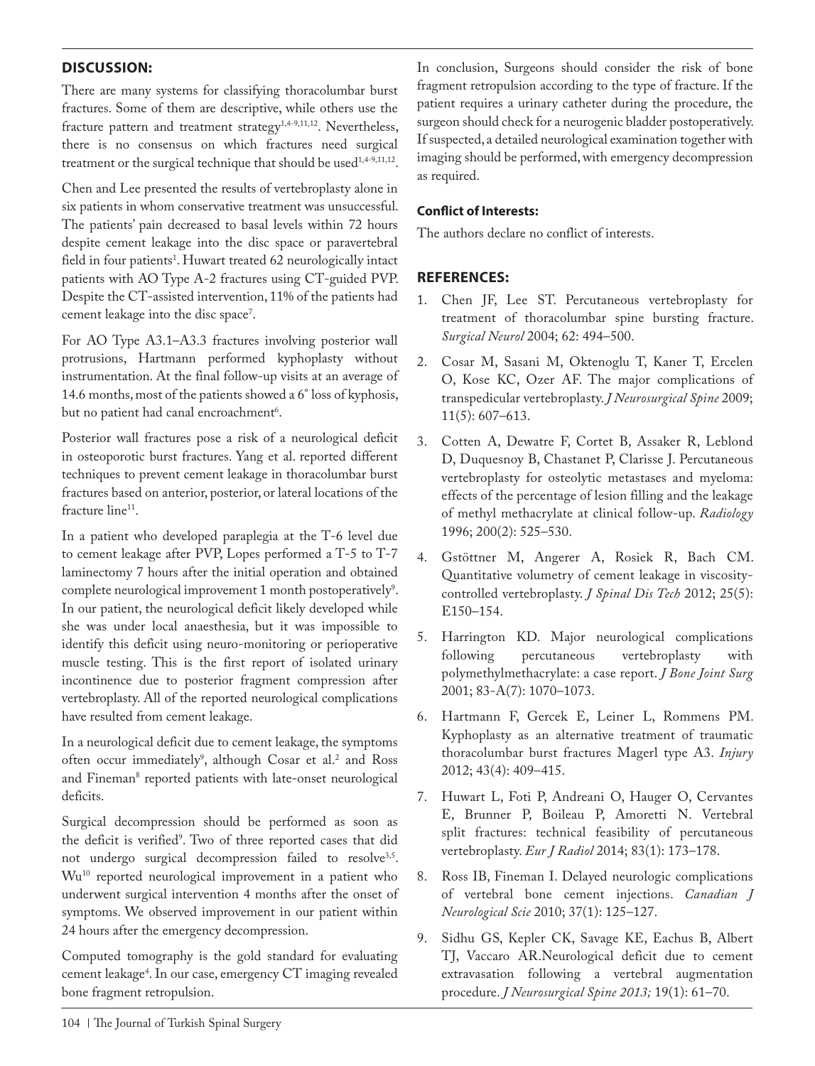## DISCUSSION:

There are many systems for classifying thoracolumbar burst fractures. Some of them are descriptive, while others use the fracture pattern and treatment strategy[1,4-9,11,12]. Nevertheless, there is no consensus on which fractures need surgical treatment or the surgical technique that should be used[1,4-9,11,12].

Chen and Lee presented the results of vertebroplasty alone in six patients in whom conservative treatment was unsuccessful. The patients' pain decreased to basal levels within 72 hours despite cement leakage into the disc space or paravertebral field in four patients[1]. Huwart treated 62 neurologically intact patients with AO Type A-2 fractures using CT-guided PVP. Despite the CT-assisted intervention, 11% of the patients had cement leakage into the disc space[7].

For AO Type A3.1–A3.3 fractures involving posterior wall protrusions, Hartmann performed kyphoplasty without instrumentation. At the final follow-up visits at an average of 14.6 months, most of the patients showed a 6° loss of kyphosis, but no patient had canal encroachment[6].

Posterior wall fractures pose a risk of a neurological deficit in osteoporotic burst fractures. Yang et al. reported different techniques to prevent cement leakage in thoracolumbar burst fractures based on anterior, posterior, or lateral locations of the fracture line[11].

In a patient who developed paraplegia at the T-6 level due to cement leakage after PVP, Lopes performed a T-5 to T-7 laminectomy 7 hours after the initial operation and obtained complete neurological improvement 1 month postoperatively[9]. In our patient, the neurological deficit likely developed while she was under local anaesthesia, but it was impossible to identify this deficit using neuro-monitoring or perioperative muscle testing. This is the first report of isolated urinary incontinence due to posterior fragment compression after vertebroplasty. All of the reported neurological complications have resulted from cement leakage.

In a neurological deficit due to cement leakage, the symptoms often occur immediately[9], although Cosar et al.[2] and Ross and Fineman[8] reported patients with late-onset neurological deficits.

Surgical decompression should be performed as soon as the deficit is verified[9]. Two of three reported cases that did not undergo surgical decompression failed to resolve[3,5]. Wu[10] reported neurological improvement in a patient who underwent surgical intervention 4 months after the onset of symptoms. We observed improvement in our patient within 24 hours after the emergency decompression.

Computed tomography is the gold standard for evaluating cement leakage[4]. In our case, emergency CT imaging revealed bone fragment retropulsion.

In conclusion, Surgeons should consider the risk of bone fragment retropulsion according to the type of fracture. If the patient requires a urinary catheter during the procedure, the surgeon should check for a neurogenic bladder postoperatively. If suspected, a detailed neurological examination together with imaging should be performed, with emergency decompression as required.

**Conflict of Interests:**

The authors declare no conflict of interests.

## REFERENCES:

1. Chen JF, Lee ST. Percutaneous vertebroplasty for treatment of thoracolumbar spine bursting fracture. *Surgical Neurol* 2004; 62: 494–500.
2. Cosar M, Sasani M, Oktenoglu T, Kaner T, Ercelen O, Kose KC, Ozer AF. The major complications of transpedicular vertebroplasty. *J Neurosurgical Spine* 2009; 11(5): 607–613.
3. Cotten A, Dewatre F, Cortet B, Assaker R, Leblond D, Duquesnoy B, Chastanet P, Clarisse J. Percutaneous vertebroplasty for osteolytic metastases and myeloma: effects of the percentage of lesion filling and the leakage of methyl methacrylate at clinical follow-up. *Radiology* 1996; 200(2): 525–530.
4. Gstöttner M, Angerer A, Rosiek R, Bach CM. Quantitative volumetry of cement leakage in viscosity-controlled vertebroplasty. *J Spinal Dis Tech* 2012; 25(5): E150–154.
5. Harrington KD. Major neurological complications following percutaneous vertebroplasty with polymethylmethacrylate: a case report. *J Bone Joint Surg* 2001; 83-A(7): 1070–1073.
6. Hartmann F, Gercek E, Leiner L, Rommens PM. Kyphoplasty as an alternative treatment of traumatic thoracolumbar burst fractures Magerl type A3. *Injury* 2012; 43(4): 409–415.
7. Huwart L, Foti P, Andreani O, Hauger O, Cervantes E, Brunner P, Boileau P, Amoretti N. Vertebral split fractures: technical feasibility of percutaneous vertebroplasty. *Eur J Radiol* 2014; 83(1): 173–178.
8. Ross IB, Fineman I. Delayed neurologic complications of vertebral bone cement injections. *Canadian J Neurological Scie* 2010; 37(1): 125–127.
9. Sidhu GS, Kepler CK, Savage KE, Eachus B, Albert TJ, Vaccaro AR.Neurological deficit due to cement extravasation following a vertebral augmentation procedure. *J Neurosurgical Spine 2013;* 19(1): 61–70.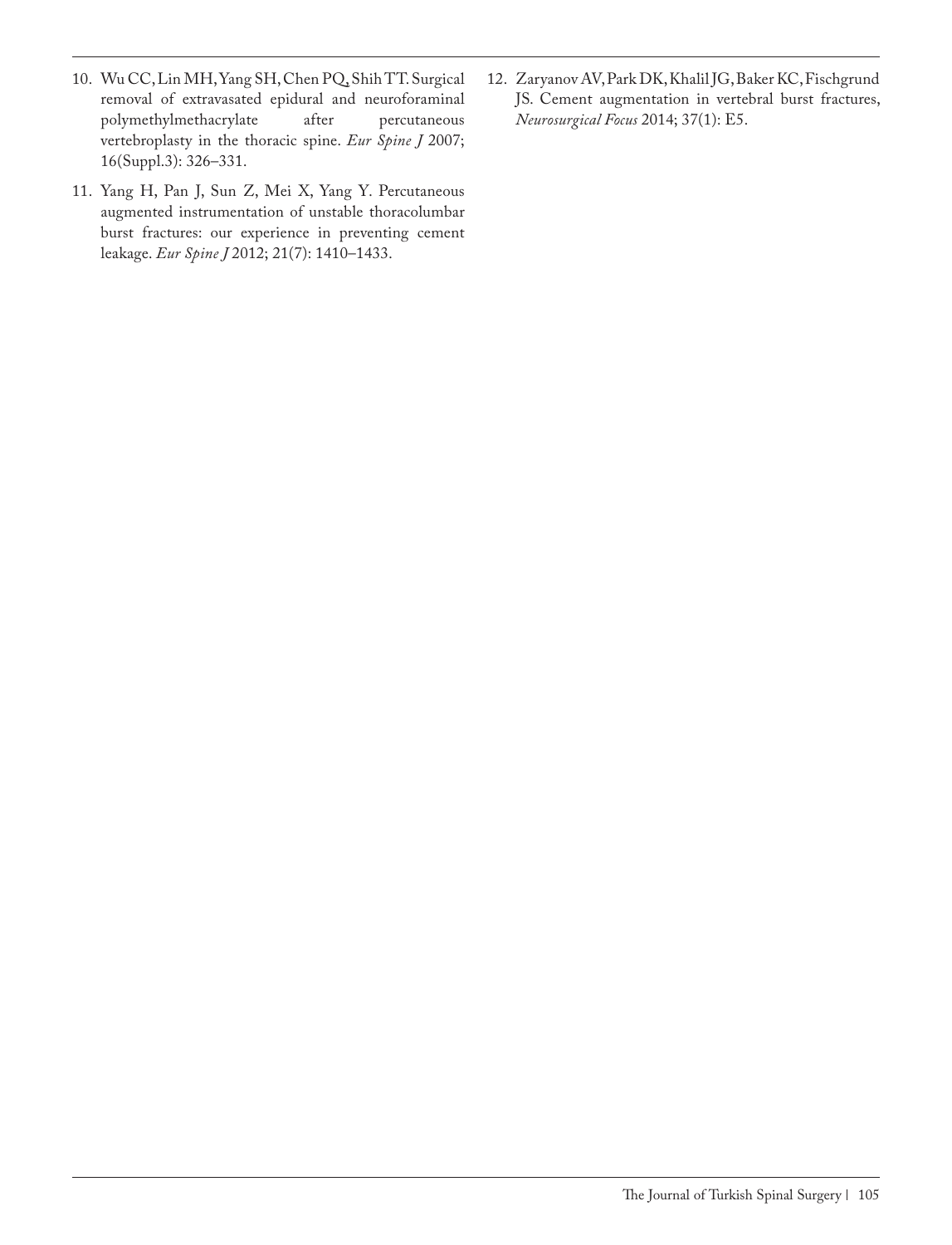10. Wu CC, Lin MH, Yang SH, Chen PQ, Shih TT. Surgical removal of extravasated epidural and neuroforaminal polymethylmethacrylate after percutaneous vertebroplasty in the thoracic spine. *Eur Spine J* 2007; 16(Suppl.3): 326–331.
11. Yang H, Pan J, Sun Z, Mei X, Yang Y. Percutaneous augmented instrumentation of unstable thoracolumbar burst fractures: our experience in preventing cement leakage. *Eur Spine J* 2012; 21(7): 1410–1433.
12. Zaryanov AV, Park DK, Khalil JG, Baker KC, Fischgrund JS. Cement augmentation in vertebral burst fractures, *Neurosurgical Focus* 2014; 37(1): E5.